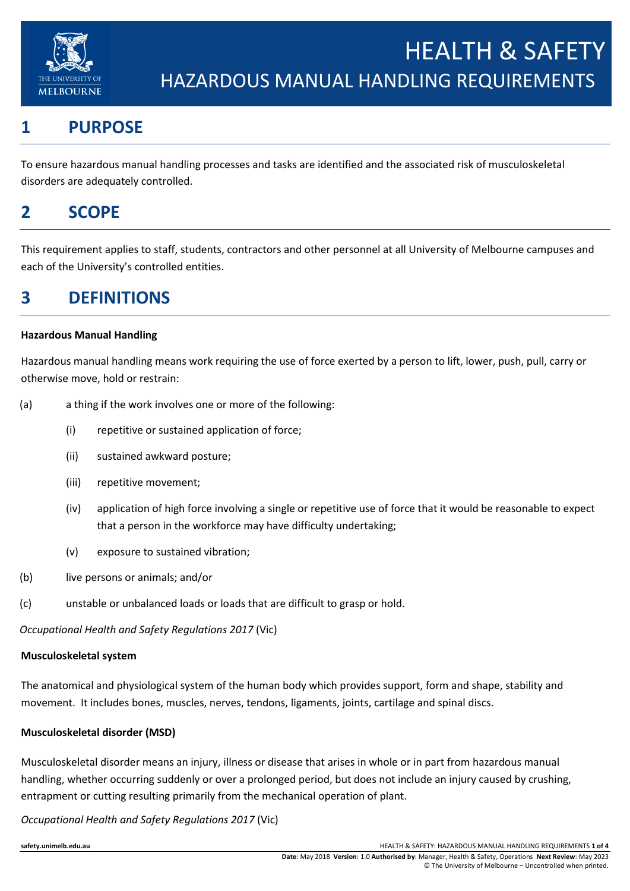# HEALTH & SAFETY

## HAZARDOUS MANUAL HANDLING REQUIREMENTS

## 1 PURPOSE

To ensure hazardous manual handling processes and tasks are identified and the associated risk of musculoskeletal disorders are adequately controlled.

## 2 SCOPE

This requirement applies to staff, students, contractors and other personnel at all University of Melbourne campuses and each of the University's controlled entities.

## 3 DEFINITIONS

**Hazardous Manual Handling**

Hazardous manual handling means work requiring the use of force exerted by a person to lift, lower, push, pull, carry or otherwise move, hold or restrain:

(a) a thing if the work involves one or more of the following:

- (i) repetitive or sustained application of force;
- (ii) sustained awkward posture;
- (iii) repetitive movement;
- (iv) application of high force involving a single or repetitive use of force that it would be reasonable to expect that a person in the workforce may have difficulty undertaking;
- (v) exposure to sustained vibration;

(b) live persons or animals; and/or

(c) unstable or unbalanced loads or loads that are difficult to grasp or hold.

*Occupational Health and Safety Regulations 2017* (Vic)

**Musculoskeletal system**

The anatomical and physiological system of the human body which provides support, form and shape, stability and movement. It includes bones, muscles, nerves, tendons, ligaments, joints, cartilage and spinal discs.

**Musculoskeletal disorder (MSD)**

Musculoskeletal disorder means an injury, illness or disease that arises in whole or in part from hazardous manual handling, whether occurring suddenly or over a prolonged period, but does not include an injury caused by crushing, entrapment or cutting resulting primarily from the mechanical operation of plant.

*Occupational Health and Safety Regulations 2017* (Vic)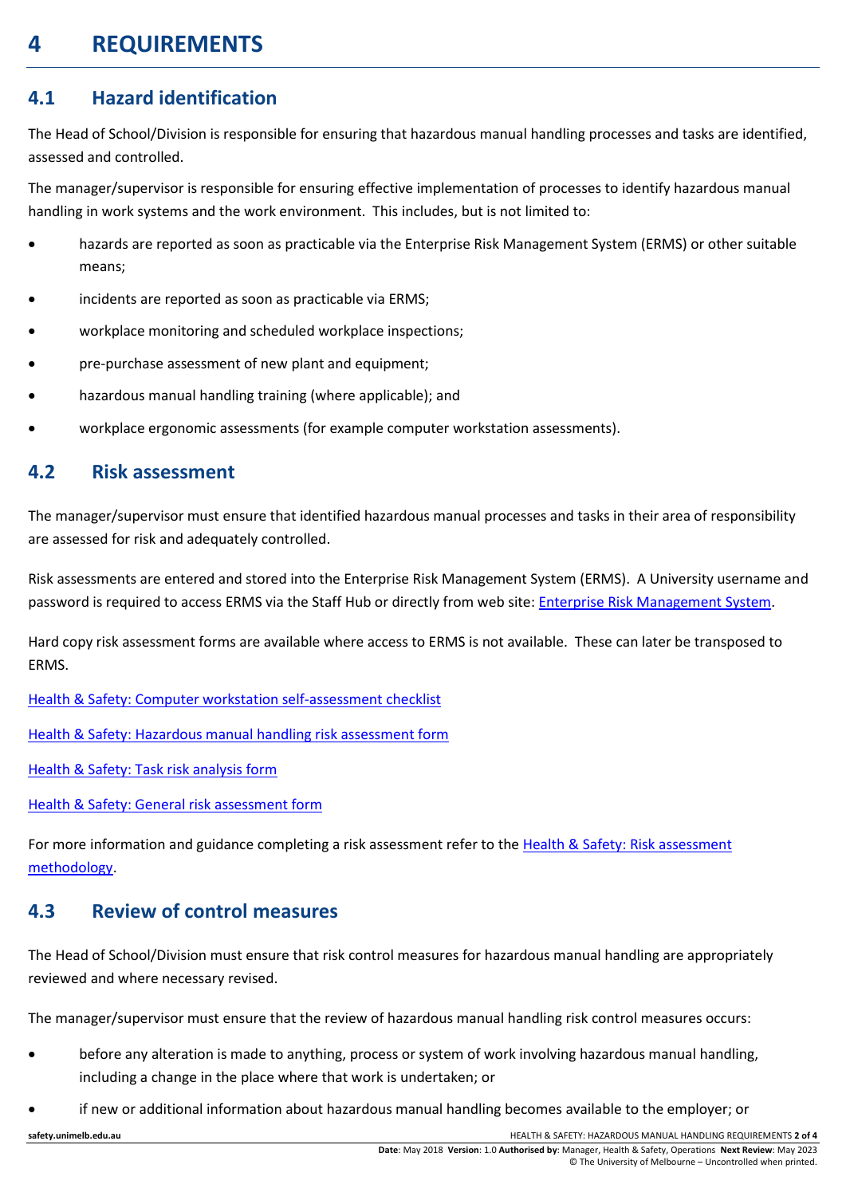# 4 REQUIREMENTS

## 4.1 Hazard identification

The Head of School/Division is responsible for ensuring that hazardous manual handling processes and tasks are identified, assessed and controlled.

The manager/supervisor is responsible for ensuring effective implementation of processes to identify hazardous manual handling in work systems and the work environment. This includes, but is not limited to:

- hazards are reported as soon as practicable via the Enterprise Risk Management System (ERMS) or other suitable means;
- incidents are reported as soon as practicable via ERMS;
- workplace monitoring and scheduled workplace inspections;
- pre-purchase assessment of new plant and equipment;
- hazardous manual handling training (where applicable); and
- workplace ergonomic assessments (for example computer workstation assessments).

## 4.2 Risk assessment

The manager/supervisor must ensure that identified hazardous manual processes and tasks in their area of responsibility are assessed for risk and adequately controlled.

Risk assessments are entered and stored into the Enterprise Risk Management System (ERMS). A University username and password is required to access ERMS via the Staff Hub or directly from web site: Enterprise Risk Management System.

Hard copy risk assessment forms are available where access to ERMS is not available. These can later be transposed to ERMS.

Health & Safety: Computer workstation self-assessment checklist

Health & Safety: Hazardous manual handling risk assessment form

Health & Safety: Task risk analysis form

Health & Safety: General risk assessment form

For more information and guidance completing a risk assessment refer to the Health & Safety: Risk assessment methodology.

## 4.3 Review of control measures

The Head of School/Division must ensure that risk control measures for hazardous manual handling are appropriately reviewed and where necessary revised.

The manager/supervisor must ensure that the review of hazardous manual handling risk control measures occurs:

- before any alteration is made to anything, process or system of work involving hazardous manual handling, including a change in the place where that work is undertaken; or
- if new or additional information about hazardous manual handling becomes available to the employer; or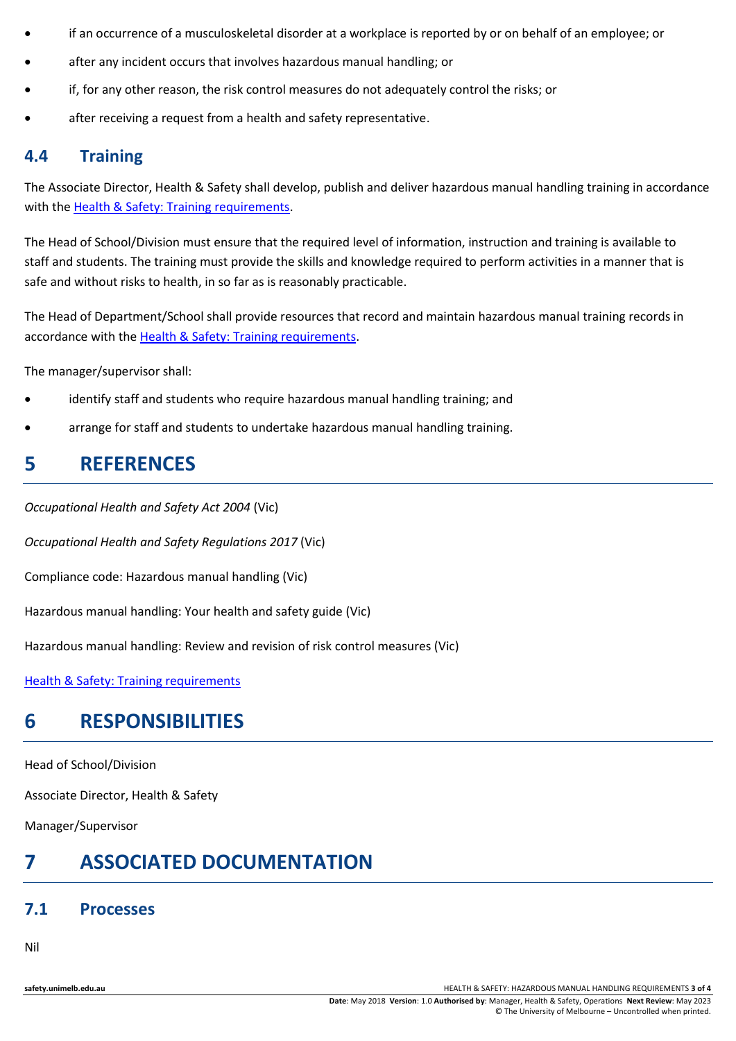- if an occurrence of a musculoskeletal disorder at a workplace is reported by or on behalf of an employee; or
- after any incident occurs that involves hazardous manual handling; or
- if, for any other reason, the risk control measures do not adequately control the risks; or
- after receiving a request from a health and safety representative.

### 4.4 Training

The Associate Director, Health & Safety shall develop, publish and deliver hazardous manual handling training in accordance with the Health & Safety: Training requirements.

The Head of School/Division must ensure that the required level of information, instruction and training is available to staff and students. The training must provide the skills and knowledge required to perform activities in a manner that is safe and without risks to health, in so far as is reasonably practicable.

The Head of Department/School shall provide resources that record and maintain hazardous manual training records in accordance with the Health & Safety: Training requirements.

The manager/supervisor shall:

- identify staff and students who require hazardous manual handling training; and
- arrange for staff and students to undertake hazardous manual handling training.

## 5 REFERENCES

*Occupational Health and Safety Act 2004* (Vic)

*Occupational Health and Safety Regulations 2017* (Vic)

Compliance code: Hazardous manual handling (Vic)

Hazardous manual handling: Your health and safety guide (Vic)

Hazardous manual handling: Review and revision of risk control measures (Vic)

Health & Safety: Training requirements

## 6 RESPONSIBILITIES

Head of School/Division

Associate Director, Health & Safety

Manager/Supervisor

## 7 ASSOCIATED DOCUMENTATION

### 7.1 Processes

Nil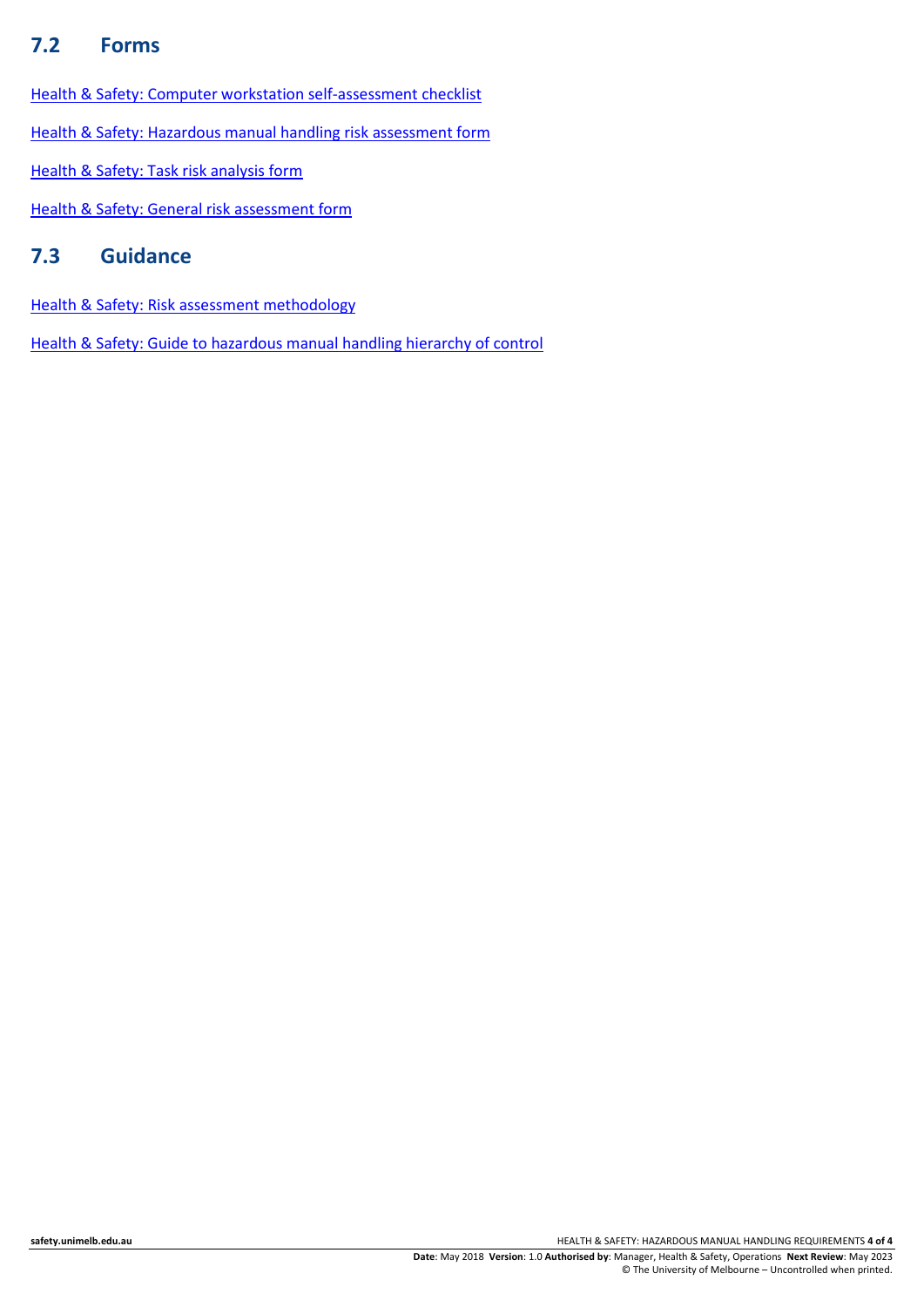## 7.2 Forms

Health & Safety: Computer workstation self-assessment checklist

Health & Safety: Hazardous manual handling risk assessment form

Health & Safety: Task risk analysis form

Health & Safety: General risk assessment form

## 7.3 Guidance

Health & Safety: Risk assessment methodology

Health & Safety: Guide to hazardous manual handling hierarchy of control